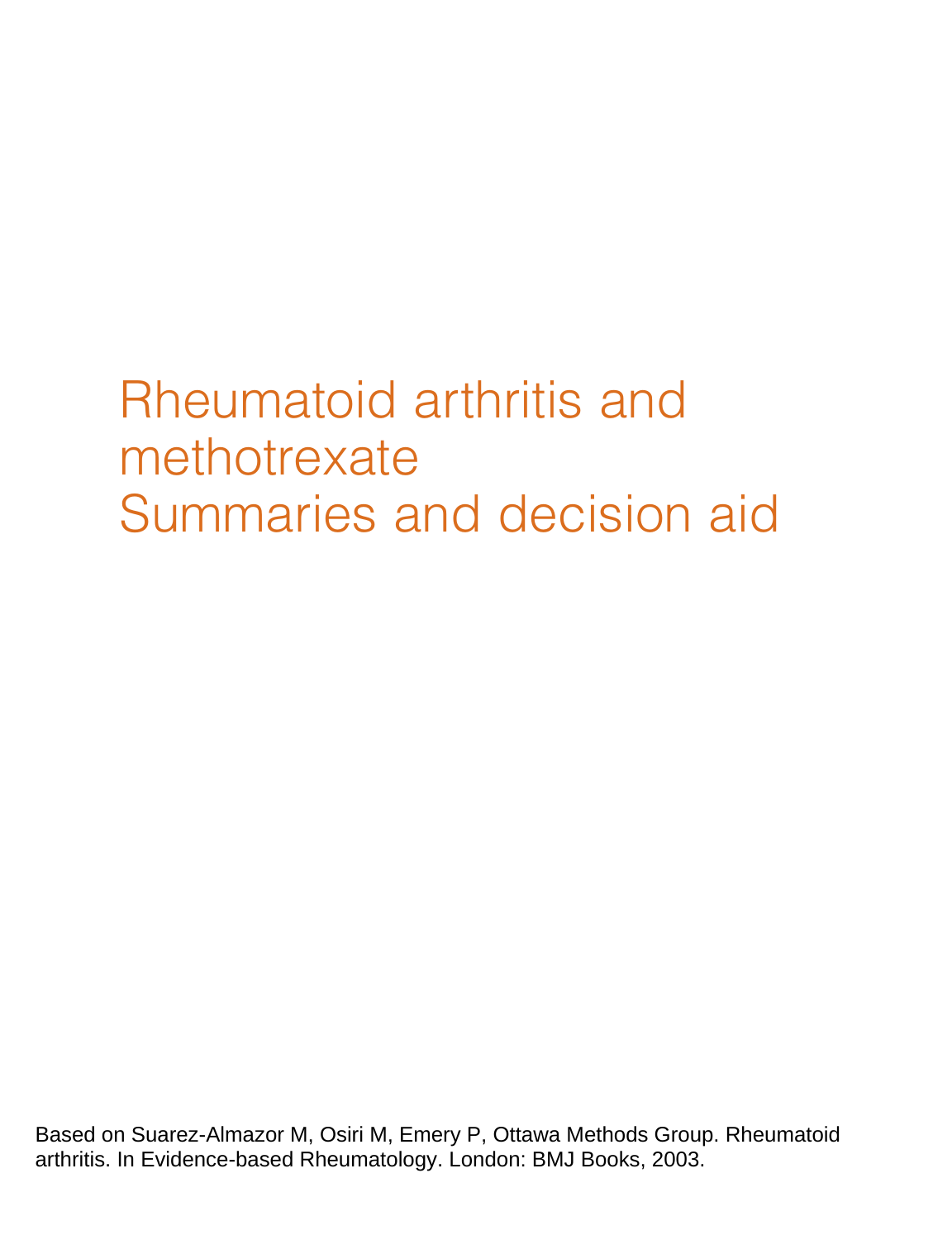# Rheumatoid arthritis and methotrexate
# Summaries and decision aid

Based on Suarez-Almazor M, Osiri M, Emery P, Ottawa Methods Group. Rheumatoid arthritis. In Evidence-based Rheumatology. London: BMJ Books, 2003.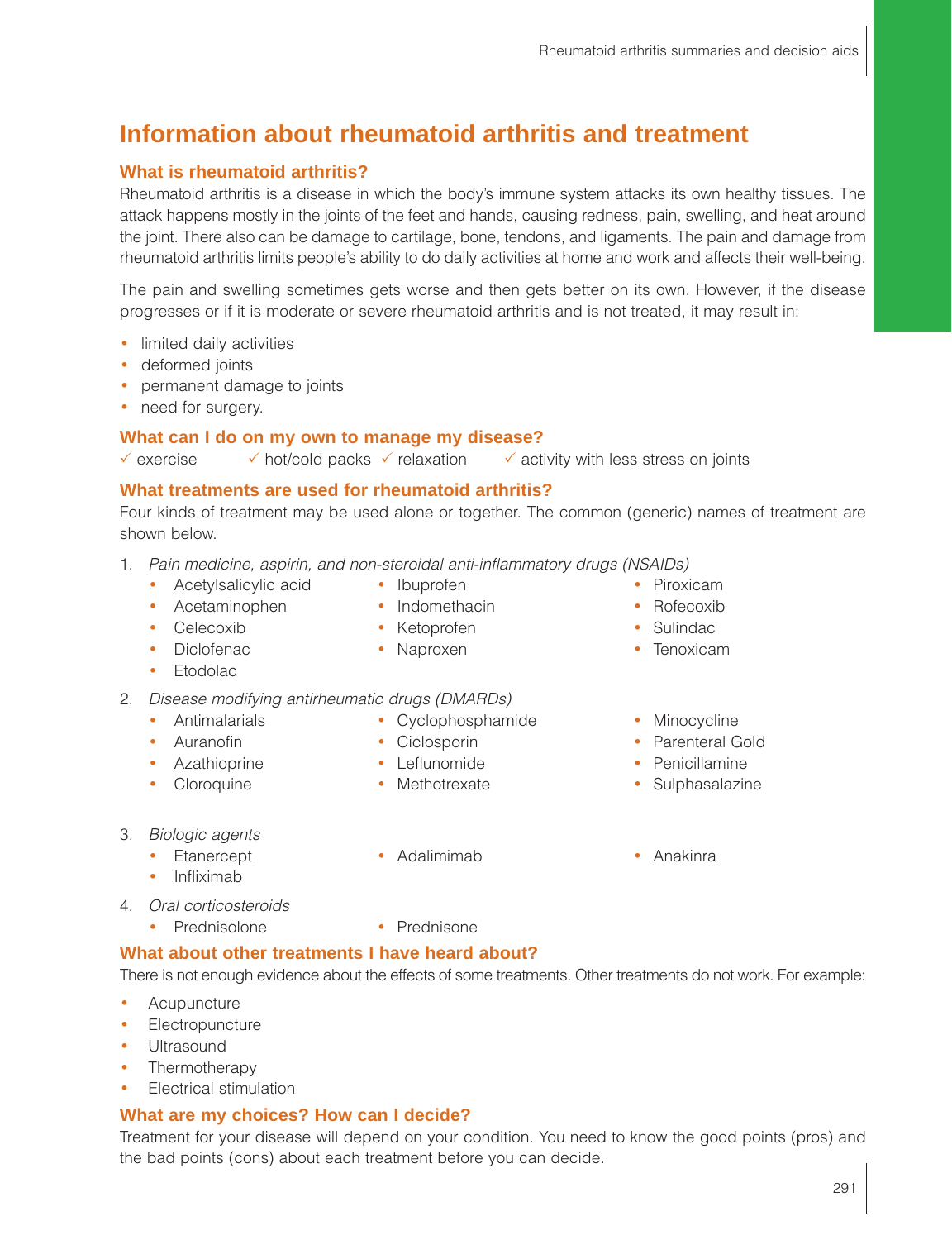# Information about rheumatoid arthritis and treatment

## What is rheumatoid arthritis?

Rheumatoid arthritis is a disease in which the body's immune system attacks its own healthy tissues. The attack happens mostly in the joints of the feet and hands, causing redness, pain, swelling, and heat around the joint. There also can be damage to cartilage, bone, tendons, and ligaments. The pain and damage from rheumatoid arthritis limits people's ability to do daily activities at home and work and affects their well-being.

The pain and swelling sometimes gets worse and then gets better on its own. However, if the disease progresses or if it is moderate or severe rheumatoid arthritis and is not treated, it may result in:

- limited daily activities
- deformed joints
- permanent damage to joints
- need for surgery.

## What can I do on my own to manage my disease?

✓ exercise ✓ hot/cold packs ✓ relaxation ✓ activity with less stress on joints

## What treatments are used for rheumatoid arthritis?

Four kinds of treatment may be used alone or together. The common (generic) names of treatment are shown below.

1. *Pain medicine, aspirin, and non-steroidal anti-inflammatory drugs (NSAIDs)*
   - Acetylsalicylic acid
   - Acetaminophen
   - Celecoxib
   - Diclofenac
   - Etodolac
   - Ibuprofen
   - Indomethacin
   - Ketoprofen
   - Naproxen
   - Piroxicam
   - Rofecoxib
   - Sulindac
   - Tenoxicam
2. *Disease modifying antirheumatic drugs (DMARDs)*
   - Antimalarials
   - Auranofin
   - Azathioprine
   - Cloroquine
   - Cyclophosphamide
   - Ciclosporin
   - Leflunomide
   - Methotrexate
   - Minocycline
   - Parenteral Gold
   - Penicillamine
   - Sulphasalazine
3. *Biologic agents*
   - Etanercept
   - Infliximab
   - Adalimimab
   - Anakinra
4. *Oral corticosteroids*
   - Prednisolone
   - Prednisone

## What about other treatments I have heard about?

There is not enough evidence about the effects of some treatments. Other treatments do not work. For example:

- Acupuncture
- Electropuncture
- Ultrasound
- Thermotherapy
- Electrical stimulation

## What are my choices? How can I decide?

Treatment for your disease will depend on your condition. You need to know the good points (pros) and the bad points (cons) about each treatment before you can decide.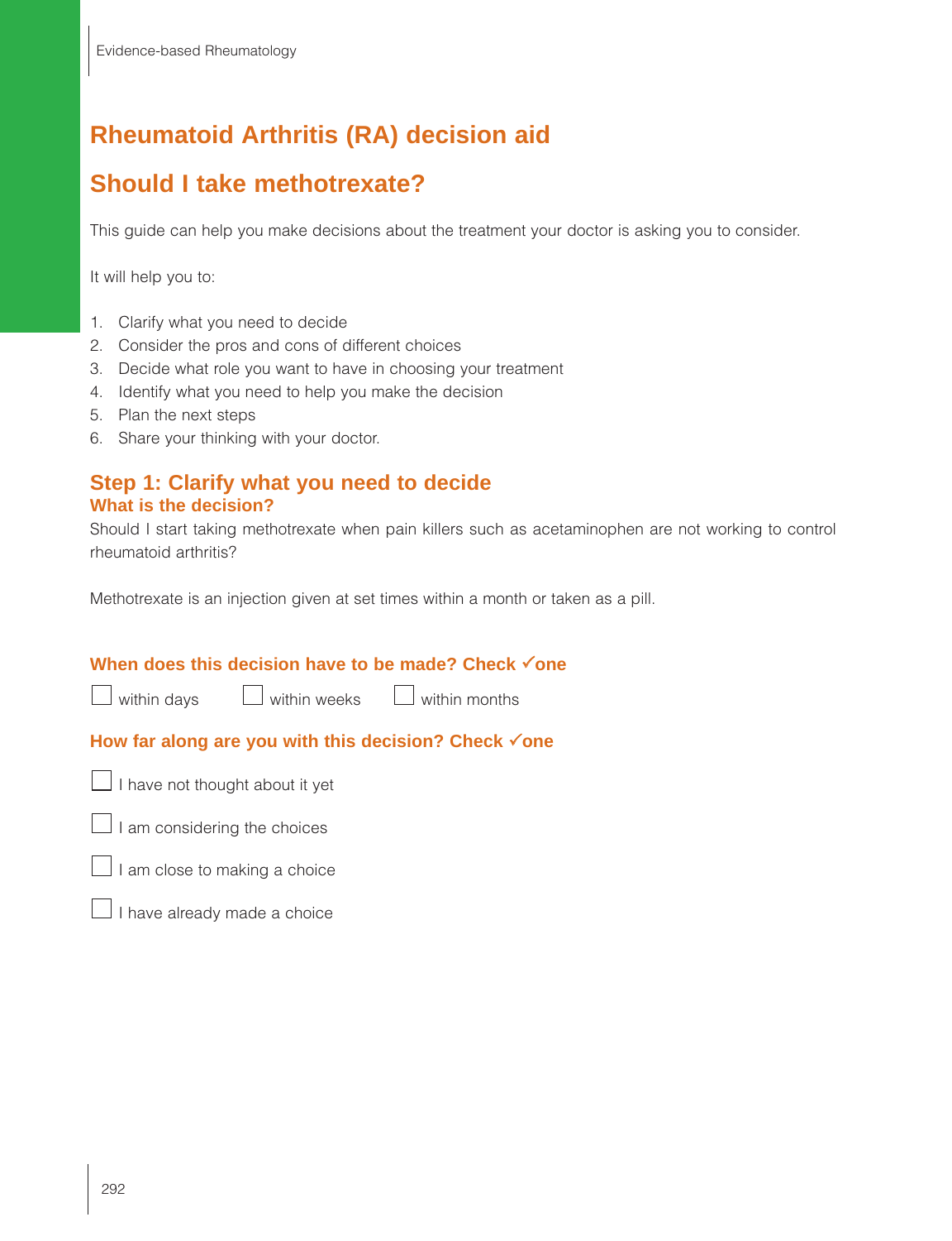# Rheumatoid Arthritis (RA) decision aid

# Should I take methotrexate?

This guide can help you make decisions about the treatment your doctor is asking you to consider.

It will help you to:

1. Clarify what you need to decide
2. Consider the pros and cons of different choices
3. Decide what role you want to have in choosing your treatment
4. Identify what you need to help you make the decision
5. Plan the next steps
6. Share your thinking with your doctor.

## Step 1: Clarify what you need to decide

### What is the decision?

Should I start taking methotrexate when pain killers such as acetaminophen are not working to control rheumatoid arthritis?

Methotrexate is an injection given at set times within a month or taken as a pill.

### When does this decision have to be made? Check ✓one

☐ within days ☐ within weeks ☐ within months

### How far along are you with this decision? Check ✓one

☐ I have not thought about it yet

☐ I am considering the choices

☐ I am close to making a choice

☐ I have already made a choice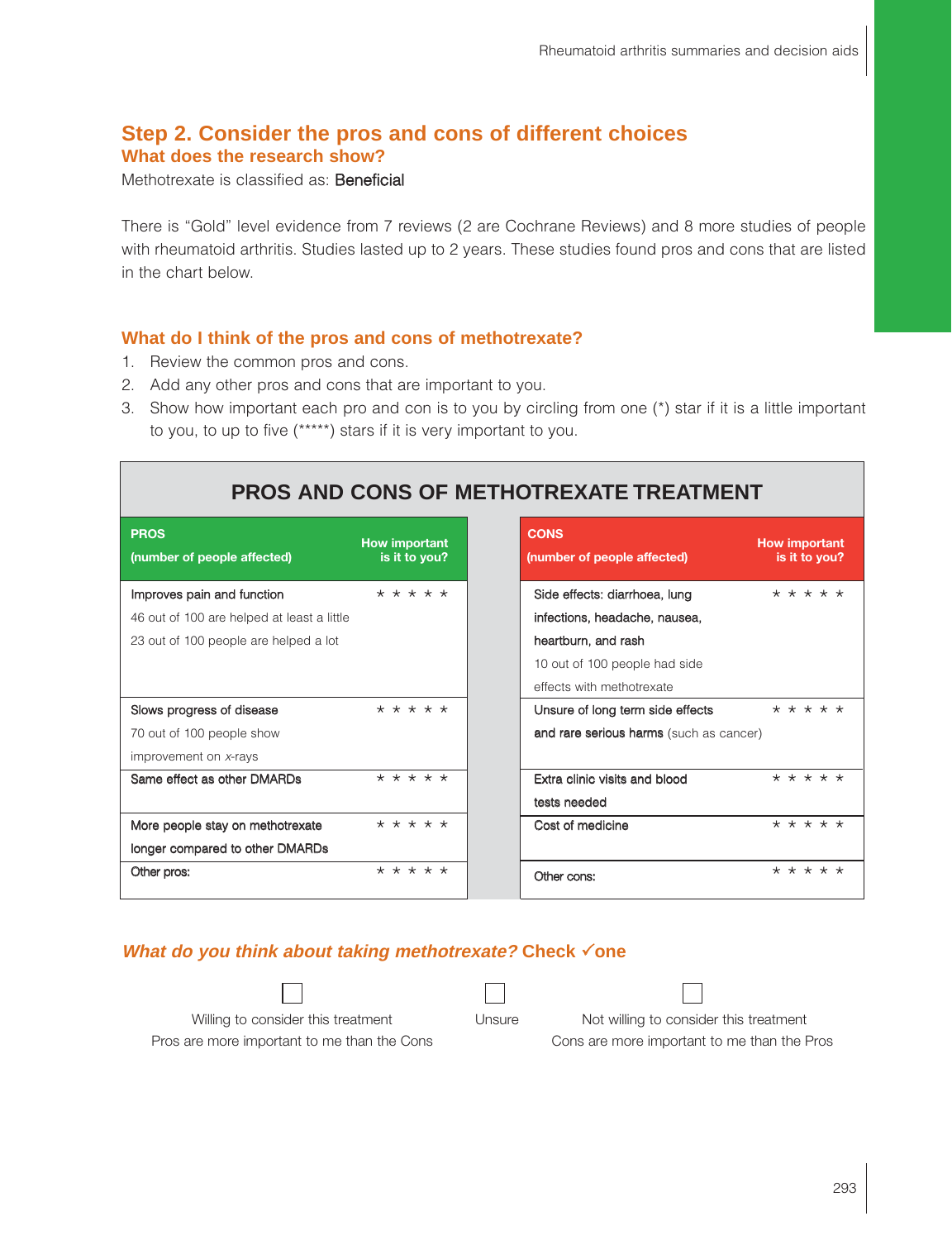## Step 2. Consider the pros and cons of different choices

### What does the research show?

Methotrexate is classified as: Beneficial

There is “Gold” level evidence from 7 reviews (2 are Cochrane Reviews) and 8 more studies of people with rheumatoid arthritis. Studies lasted up to 2 years. These studies found pros and cons that are listed in the chart below.

### What do I think of the pros and cons of methotrexate?

1. Review the common pros and cons.
2. Add any other pros and cons that are important to you.
3. Show how important each pro and con is to you by circling from one (*) star if it is a little important to you, to up to five (*****) stars if it is very important to you.

**PROS AND CONS OF METHOTREXATE TREATMENT**

| PROS (number of people affected) | How important is it to you? | CONS (number of people affected) | How important is it to you? |
|---|---|---|---|
| Improves pain and function<br>46 out of 100 are helped at least a little<br>23 out of 100 people are helped a lot | * * * * * | Side effects: diarrhoea, lung infections, headache, nausea, heartburn, and rash<br>10 out of 100 people had side effects with methotrexate | * * * * * |
| Slows progress of disease<br>70 out of 100 people show improvement on *x*-rays | * * * * * | Unsure of long term side effects and rare serious harms (such as cancer) | * * * * * |
| Same effect as other DMARDs | * * * * * | Extra clinic visits and blood tests needed | * * * * * |
| More people stay on methotrexate longer compared to other DMARDs | * * * * * | Cost of medicine | * * * * * |
| Other pros: | * * * * * | Other cons: | * * * * * |

### *What do you think about taking methotrexate?* Check ✓one

☐ Willing to consider this treatment
Pros are more important to me than the Cons

☐ Unsure

☐ Not willing to consider this treatment
Cons are more important to me than the Pros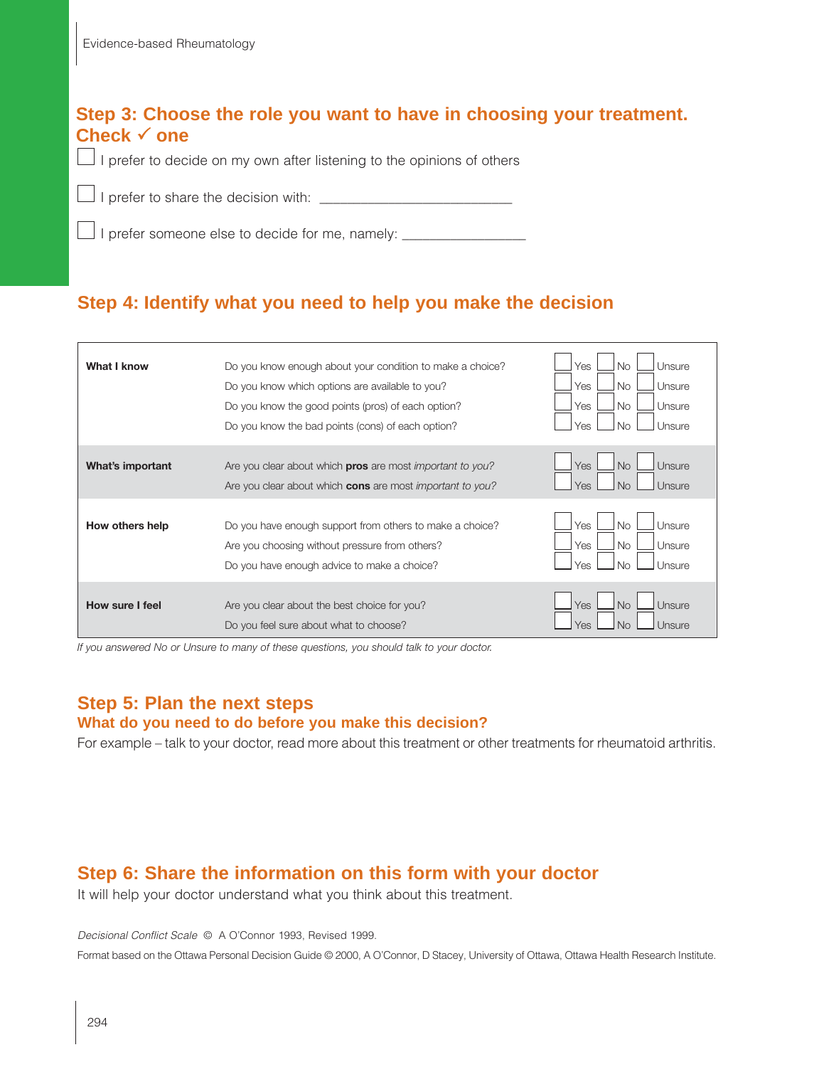## Step 3: Choose the role you want to have in choosing your treatment. Check ✓ one

☐ I prefer to decide on my own after listening to the opinions of others

☐ I prefer to share the decision with: ___________________________

☐ I prefer someone else to decide for me, namely: _________________

## Step 4: Identify what you need to help you make the decision

| | | |
|---|---|---|
| **What I know** | Do you know enough about your condition to make a choice? | ☐ Yes ☐ No ☐ Unsure |
| | Do you know which options are available to you? | ☐ Yes ☐ No ☐ Unsure |
| | Do you know the good points (pros) of each option? | ☐ Yes ☐ No ☐ Unsure |
| | Do you know the bad points (cons) of each option? | ☐ Yes ☐ No ☐ Unsure |
| **What's important** | Are you clear about which **pros** are most *important to you?* | ☐ Yes ☐ No ☐ Unsure |
| | Are you clear about which **cons** are most *important to you?* | ☐ Yes ☐ No ☐ Unsure |
| **How others help** | Do you have enough support from others to make a choice? | ☐ Yes ☐ No ☐ Unsure |
| | Are you choosing without pressure from others? | ☐ Yes ☐ No ☐ Unsure |
| | Do you have enough advice to make a choice? | ☐ Yes ☐ No ☐ Unsure |
| **How sure I feel** | Are you clear about the best choice for you? | ☐ Yes ☐ No ☐ Unsure |
| | Do you feel sure about what to choose? | ☐ Yes ☐ No ☐ Unsure |

*If you answered No or Unsure to many of these questions, you should talk to your doctor.*

## Step 5: Plan the next steps

### What do you need to do before you make this decision?

For example – talk to your doctor, read more about this treatment or other treatments for rheumatoid arthritis.

## Step 6: Share the information on this form with your doctor

It will help your doctor understand what you think about this treatment.

*Decisional Conflict Scale* © A O'Connor 1993, Revised 1999.

Format based on the Ottawa Personal Decision Guide © 2000, A O'Connor, D Stacey, University of Ottawa, Ottawa Health Research Institute.